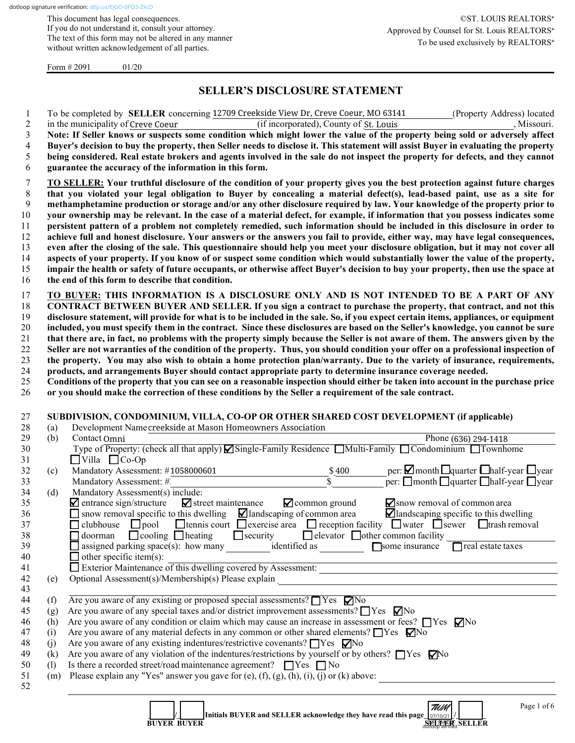dotloop signature verification: dtlp.us/EjGO-0PD3-ZkcD

This document has legal consequences.
If you do not understand it, consult your attorney.
The text of this form may not be altered in any manner without written acknowledgement of all parties.

©ST. LOUIS REALTORS®
Approved by Counsel for St. Louis REALTORS®
To be used exclusively by REALTORS®

Form # 2091 01/20

# SELLER'S DISCLOSURE STATEMENT

To be completed by **SELLER** concerning 12709 Creekside View Dr, Creve Coeur, MO 63141 (Property Address) located in the municipality of Creve Coeur (if incorporated), County of St. Louis, Missouri.

**Note: If Seller knows or suspects some condition which might lower the value of the property being sold or adversely affect Buyer's decision to buy the property, then Seller needs to disclose it. This statement will assist Buyer in evaluating the property being considered. Real estate brokers and agents involved in the sale do not inspect the property for defects, and they cannot guarantee the accuracy of the information in this form.**

**TO SELLER: Your truthful disclosure of the condition of your property gives you the best protection against future charges that you violated your legal obligation to Buyer by concealing a material defect(s), lead-based paint, use as a site for methamphetamine production or storage and/or any other disclosure required by law. Your knowledge of the property prior to your ownership may be relevant. In the case of a material defect, for example, if information that you possess indicates some persistent pattern of a problem not completely remedied, such information should be included in this disclosure in order to achieve full and honest disclosure. Your answers or the answers you fail to provide, either way, may have legal consequences, even after the closing of the sale. This questionnaire should help you meet your disclosure obligation, but it may not cover all aspects of your property. If you know of or suspect some condition which would substantially lower the value of the property, impair the health or safety of future occupants, or otherwise affect Buyer's decision to buy your property, then use the space at the end of this form to describe that condition.**

**TO BUYER: THIS INFORMATION IS A DISCLOSURE ONLY AND IS NOT INTENDED TO BE A PART OF ANY CONTRACT BETWEEN BUYER AND SELLER. If you sign a contract to purchase the property, that contract, and not this disclosure statement, will provide for what is to be included in the sale. So, if you expect certain items, appliances, or equipment included, you must specify them in the contract. Since these disclosures are based on the Seller's knowledge, you cannot be sure that there are, in fact, no problems with the property simply because the Seller is not aware of them. The answers given by the Seller are not warranties of the condition of the property. Thus, you should condition your offer on a professional inspection of the property. You may also wish to obtain a home protection plan/warranty. Due to the variety of insurance, requirements, products, and arrangements Buyer should contact appropriate party to determine insurance coverage needed.**
**Conditions of the property that you can see on a reasonable inspection should either be taken into account in the purchase price or you should make the correction of these conditions by the Seller a requirement of the sale contract.**

## SUBDIVISION, CONDOMINIUM, VILLA, CO-OP OR OTHER SHARED COST DEVELOPMENT (if applicable)

(a) Development Name creekside at Mason Homeowners Association

(b) Contact Omni Phone (636) 294-1418
Type of Property: (check all that apply) ☑ Single-Family Residence ☐ Multi-Family ☐ Condominium ☐ Townhome ☐ Villa ☐ Co-Op

(c) Mandatory Assessment: # 1058000601 $ 400 per: ☑ month ☐ quarter ☐ half-year ☐ year
Mandatory Assessment: # $ per: ☐ month ☐ quarter ☐ half-year ☐ year

(d) Mandatory Assessment(s) include:
☑ entrance sign/structure ☑ street maintenance ☑ common ground ☑ snow removal of common area
☐ snow removal specific to this dwelling ☑ landscaping of common area ☑ landscaping specific to this dwelling
☐ clubhouse ☐ pool ☐ tennis court ☐ exercise area ☐ reception facility ☐ water ☐ sewer ☐ trash removal
☐ doorman ☐ cooling ☐ heating ☐ security ☐ elevator ☐ other common facility
☐ assigned parking space(s): how many identified as ☐ some insurance ☐ real estate taxes
☐ other specific item(s):
☐ Exterior Maintenance of this dwelling covered by Assessment:

(e) Optional Assessment(s)/Membership(s) Please explain

(f) Are you aware of any existing or proposed special assessments? ☐ Yes ☑ No
(g) Are you aware of any special taxes and/or district improvement assessments? ☐ Yes ☑ No
(h) Are you aware of any condition or claim which may cause an increase in assessment or fees? ☐ Yes ☑ No
(i) Are you aware of any material defects in any common or other shared elements? ☐ Yes ☑ No
(j) Are you aware of any existing indentures/restrictive covenants? ☐ Yes ☑ No
(k) Are you aware of any violation of the indentures/restrictions by yourself or by others? ☐ Yes ☑ No
(l) Is there a recorded street/road maintenance agreement? ☐ Yes ☐ No
(m) Please explain any "Yes" answer you gave for (e), (f), (g), (h), (i), (j) or (k) above:

____/____ Initials BUYER and SELLER acknowledge they have read this page TUM 07/10/21 /____
BUYER BUYER SELLER SELLER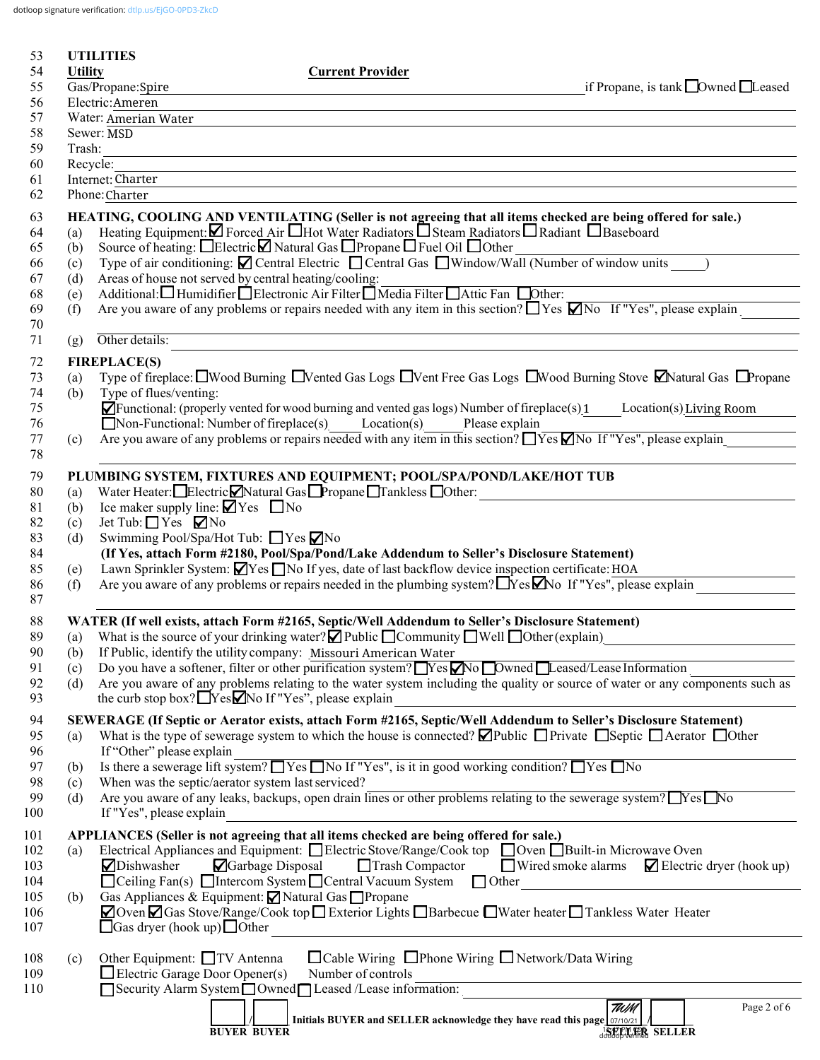dotloop signature verification: dtlp.us/EjGO-0PD3-ZkcD

**UTILITIES**

| **Utility** | **Current Provider** |
|---|---|
| Gas/Propane: | Spire — if Propane, is tank ☐ Owned ☐ Leased |
| Electric: | Ameren |
| Water: | Amerian Water |
| Sewer: | MSD |
| Trash: | |
| Recycle: | |
| Internet: | Charter |
| Phone: | Charter |

**HEATING, COOLING AND VENTILATING (Seller is not agreeing that all items checked are being offered for sale.)**

(a) Heating Equipment: ☑ Forced Air ☐ Hot Water Radiators ☐ Steam Radiators ☐ Radiant ☐ Baseboard

(b) Source of heating: ☐ Electric ☑ Natural Gas ☐ Propane ☐ Fuel Oil ☐ Other

(c) Type of air conditioning: ☑ Central Electric ☐ Central Gas ☐ Window/Wall (Number of window units ____)

(d) Areas of house not served by central heating/cooling:

(e) Additional: ☐ Humidifier ☐ Electronic Air Filter ☐ Media Filter ☐ Attic Fan ☐ Other:

(f) Are you aware of any problems or repairs needed with any item in this section? ☐ Yes ☑ No If "Yes", please explain

(g) Other details:

**FIREPLACE(S)**

(a) Type of fireplace: ☐ Wood Burning ☐ Vented Gas Logs ☐ Vent Free Gas Logs ☐ Wood Burning Stove ☑ Natural Gas ☐ Propane

(b) Type of flues/venting:

☑ Functional: (properly vented for wood burning and vented gas logs) Number of fireplace(s) 1 Location(s) Living Room

☐ Non-Functional: Number of fireplace(s) ____ Location(s) ____ Please explain

(c) Are you aware of any problems or repairs needed with any item in this section? ☐ Yes ☑ No If "Yes", please explain

**PLUMBING SYSTEM, FIXTURES AND EQUIPMENT; POOL/SPA/POND/LAKE/HOT TUB**

(a) Water Heater: ☐ Electric ☑ Natural Gas ☐ Propane ☐ Tankless ☐ Other:

(b) Ice maker supply line: ☑ Yes ☐ No

(c) Jet Tub: ☐ Yes ☑ No

(d) Swimming Pool/Spa/Hot Tub: ☐ Yes ☑ No

**(If Yes, attach Form #2180, Pool/Spa/Pond/Lake Addendum to Seller's Disclosure Statement)**

(e) Lawn Sprinkler System: ☑ Yes ☐ No If yes, date of last backflow device inspection certificate: HOA

(f) Are you aware of any problems or repairs needed in the plumbing system? ☐ Yes ☑ No If "Yes", please explain

**WATER (If well exists, attach Form #2165, Septic/Well Addendum to Seller's Disclosure Statement)**

(a) What is the source of your drinking water? ☑ Public ☐ Community ☐ Well ☐ Other (explain)

(b) If Public, identify the utility company: Missouri American Water

(c) Do you have a softener, filter or other purification system? ☐ Yes ☑ No ☐ Owned ☐ Leased/Lease Information

(d) Are you aware of any problems relating to the water system including the quality or source of water or any components such as the curb stop box? ☐ Yes ☑ No If "Yes", please explain

**SEWERAGE (If Septic or Aerator exists, attach Form #2165, Septic/Well Addendum to Seller's Disclosure Statement)**

(a) What is the type of sewerage system to which the house is connected? ☑ Public ☐ Private ☐ Septic ☐ Aerator ☐ Other
If "Other" please explain

(b) Is there a sewerage lift system? ☐ Yes ☐ No If "Yes", is it in good working condition? ☐ Yes ☐ No

(c) When was the septic/aerator system last serviced?

(d) Are you aware of any leaks, backups, open drain lines or other problems relating to the sewerage system? ☐ Yes ☐ No
If "Yes", please explain

**APPLIANCES (Seller is not agreeing that all items checked are being offered for sale.)**

(a) Electrical Appliances and Equipment: ☐ Electric Stove/Range/Cook top ☐ Oven ☐ Built-in Microwave Oven
☑ Dishwasher ☑ Garbage Disposal ☐ Trash Compactor ☐ Wired smoke alarms ☑ Electric dryer (hook up)
☐ Ceiling Fan(s) ☐ Intercom System ☐ Central Vacuum System ☐ Other

(b) Gas Appliances & Equipment: ☑ Natural Gas ☐ Propane
☑ Oven ☑ Gas Stove/Range/Cook top ☐ Exterior Lights ☐ Barbecue ☐ Water heater ☐ Tankless Water Heater
☐ Gas dryer (hook up) ☐ Other

(c) Other Equipment: ☐ TV Antenna ☐ Cable Wiring ☐ Phone Wiring ☐ Network/Data Wiring
☐ Electric Garage Door Opener(s) Number of controls
☐ Security Alarm System ☐ Owned ☐ Leased /Lease information:

____ / ____ Initials BUYER and SELLER acknowledge they have read this page TWM 07/10/21 / ____
BUYER BUYER SELLER SELLER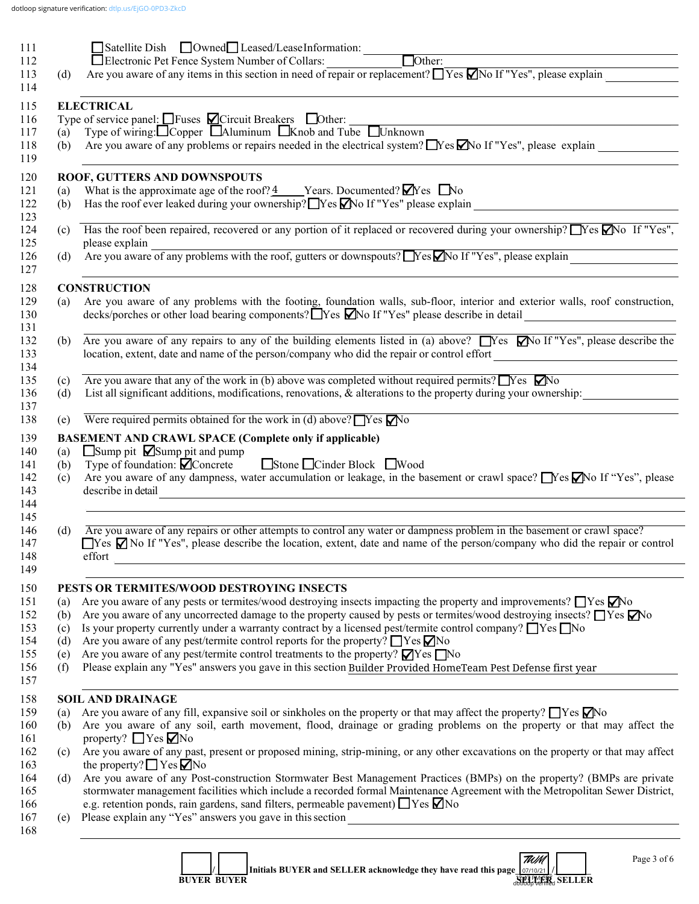dotloop signature verification: dtlp.us/EjGO-0PD3-ZkcD

111 ☐ Satellite Dish ☐ Owned ☐ Leased/Lease Information: \_\_\_\_\_\_\_\_\_\_

112 ☐ Electronic Pet Fence System Number of Collars: \_\_\_\_\_\_\_\_\_\_ ☐ Other: \_\_\_\_\_\_\_\_\_\_

113 (d) Are you aware of any items in this section in need of repair or replacement? ☐ Yes ☑ No If "Yes", please explain \_\_\_\_\_\_\_\_\_\_

114

115 **ELECTRICAL**

116 Type of service panel: ☐ Fuses ☑ Circuit Breakers ☐ Other: \_\_\_\_\_\_\_\_\_\_

117 (a) Type of wiring: ☐ Copper ☐ Aluminum ☐ Knob and Tube ☐ Unknown

118 (b) Are you aware of any problems or repairs needed in the electrical system? ☐ Yes ☑ No If "Yes", please explain \_\_\_\_\_\_\_\_\_\_

119

120 **ROOF, GUTTERS AND DOWNSPOUTS**

121 (a) What is the approximate age of the roof? 4 Years. Documented? ☑ Yes ☐ No

122 (b) Has the roof ever leaked during your ownership? ☐ Yes ☑ No If "Yes" please explain \_\_\_\_\_\_\_\_\_\_

123

124 (c) Has the roof been repaired, recovered or any portion of it replaced or recovered during your ownership? ☐ Yes ☑ No If "Yes",

125 please explain \_\_\_\_\_\_\_\_\_\_

126 (d) Are you aware of any problems with the roof, gutters or downspouts? ☐ Yes ☑ No If "Yes", please explain \_\_\_\_\_\_\_\_\_\_

127

128 **CONSTRUCTION**

129 (a) Are you aware of any problems with the footing, foundation walls, sub-floor, interior and exterior walls, roof construction,

130 decks/porches or other load bearing components? ☐ Yes ☑ No If "Yes" please describe in detail \_\_\_\_\_\_\_\_\_\_

131

132 (b) Are you aware of any repairs to any of the building elements listed in (a) above? ☐ Yes ☑ No If "Yes", please describe the

133 location, extent, date and name of the person/company who did the repair or control effort \_\_\_\_\_\_\_\_\_\_

134

135 (c) Are you aware that any of the work in (b) above was completed without required permits? ☐ Yes ☑ No

136 (d) List all significant additions, modifications, renovations, & alterations to the property during your ownership: \_\_\_\_\_\_\_\_\_\_

137

138 (e) Were required permits obtained for the work in (d) above? ☐ Yes ☑ No

139 **BASEMENT AND CRAWL SPACE (Complete only if applicable)**

140 (a) ☐ Sump pit ☑ Sump pit and pump

141 (b) Type of foundation: ☑ Concrete ☐ Stone ☐ Cinder Block ☐ Wood

142 (c) Are you aware of any dampness, water accumulation or leakage, in the basement or crawl space? ☐ Yes ☑ No If "Yes", please

143 describe in detail \_\_\_\_\_\_\_\_\_\_

144

145

146 (d) Are you aware of any repairs or other attempts to control any water or dampness problem in the basement or crawl space?

147 ☐ Yes ☑ No If "Yes", please describe the location, extent, date and name of the person/company who did the repair or control

148 effort \_\_\_\_\_\_\_\_\_\_

149

150 **PESTS OR TERMITES/WOOD DESTROYING INSECTS**

151 (a) Are you aware of any pests or termites/wood destroying insects impacting the property and improvements? ☐ Yes ☑ No

152 (b) Are you aware of any uncorrected damage to the property caused by pests or termites/wood destroying insects? ☐ Yes ☑ No

153 (c) Is your property currently under a warranty contract by a licensed pest/termite control company? ☐ Yes ☐ No

154 (d) Are you aware of any pest/termite control reports for the property? ☐ Yes ☑ No

155 (e) Are you aware of any pest/termite control treatments to the property? ☑ Yes ☐ No

156 (f) Please explain any "Yes" answers you gave in this section Builder Provided HomeTeam Pest Defense first year

157

158 **SOIL AND DRAINAGE**

159 (a) Are you aware of any fill, expansive soil or sinkholes on the property or that may affect the property? ☐ Yes ☑ No

160 (b) Are you aware of any soil, earth movement, flood, drainage or grading problems on the property or that may affect the

161 property? ☐ Yes ☑ No

162 (c) Are you aware of any past, present or proposed mining, strip-mining, or any other excavations on the property or that may affect

163 the property? ☐ Yes ☑ No

164 (d) Are you aware of any Post-construction Stormwater Best Management Practices (BMPs) on the property? (BMPs are private

165 stormwater management facilities which include a recorded formal Maintenance Agreement with the Metropolitan Sewer District,

166 e.g. retention ponds, rain gardens, sand filters, permeable pavement) ☐ Yes ☑ No

167 (e) Please explain any "Yes" answers you gave in this section \_\_\_\_\_\_\_\_\_\_

168

\_\_\_\_ / \_\_\_\_ Initials BUYER and SELLER acknowledge they have read this page TWM 07/10/21 dotloop verified / \_\_\_\_

BUYER BUYER SELLER SELLER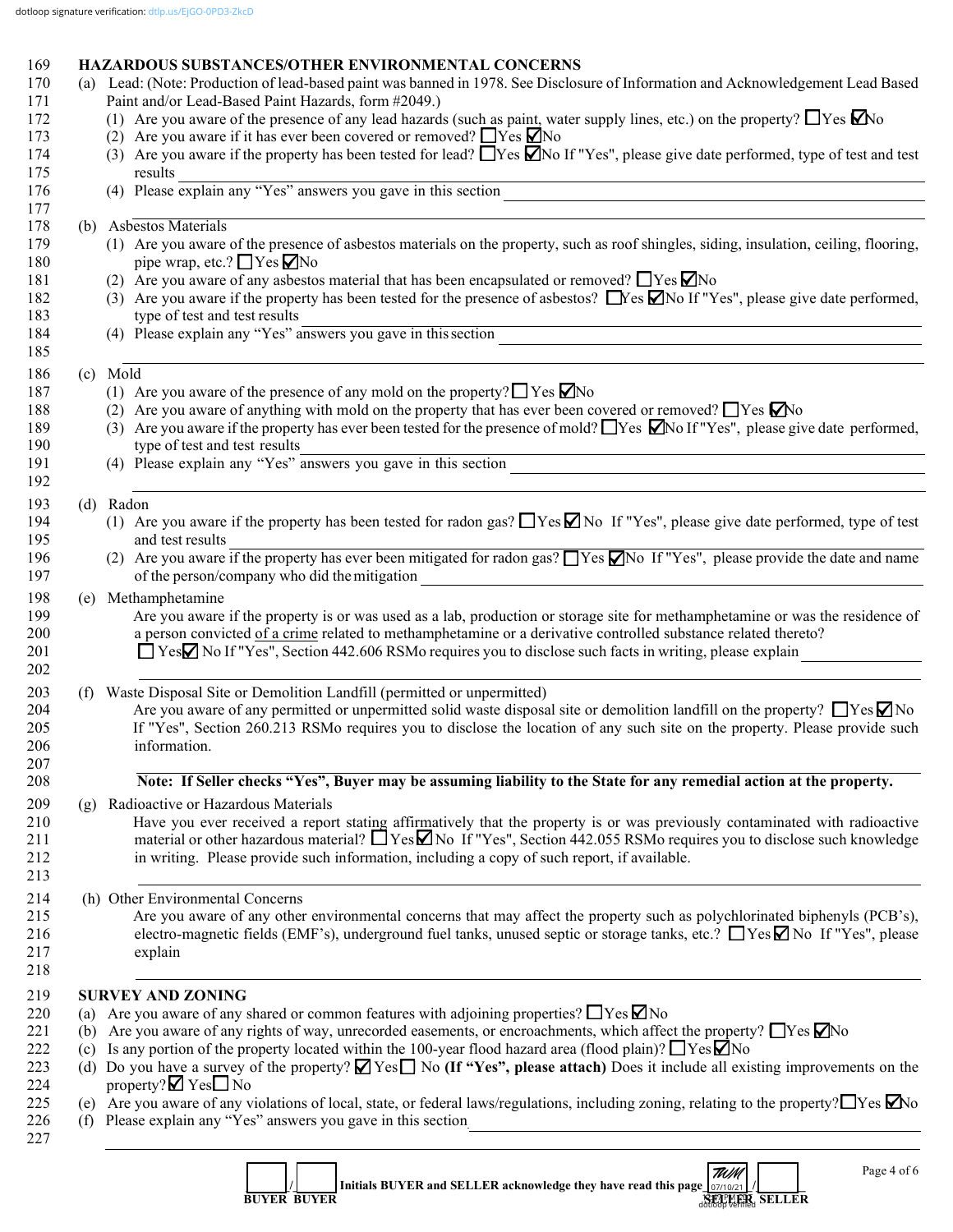## HAZARDOUS SUBSTANCES/OTHER ENVIRONMENTAL CONCERNS

(a) Lead: (Note: Production of lead-based paint was banned in 1978. See Disclosure of Information and Acknowledgement Lead Based Paint and/or Lead-Based Paint Hazards, form #2049.)

1. Are you aware of the presence of any lead hazards (such as paint, water supply lines, etc.) on the property? ☐ Yes ☑ No
2. Are you aware if it has ever been covered or removed? ☐ Yes ☑ No
3. Are you aware if the property has been tested for lead? ☐ Yes ☑ No If "Yes", please give date performed, type of test and test results \_\_\_\_\_\_\_\_\_\_
4. Please explain any "Yes" answers you gave in this section \_\_\_\_\_\_\_\_\_\_

(b) Asbestos Materials

1. Are you aware of the presence of asbestos materials on the property, such as roof shingles, siding, insulation, ceiling, flooring, pipe wrap, etc.? ☐ Yes ☑ No
2. Are you aware of any asbestos material that has been encapsulated or removed? ☐ Yes ☑ No
3. Are you aware if the property has been tested for the presence of asbestos? ☐ Yes ☑ No If "Yes", please give date performed, type of test and test results \_\_\_\_\_\_\_\_\_\_
4. Please explain any "Yes" answers you gave in this section \_\_\_\_\_\_\_\_\_\_

(c) Mold

1. Are you aware of the presence of any mold on the property? ☐ Yes ☑ No
2. Are you aware of anything with mold on the property that has ever been covered or removed? ☐ Yes ☑ No
3. Are you aware if the property has ever been tested for the presence of mold? ☐ Yes ☑ No If "Yes", please give date performed, type of test and test results \_\_\_\_\_\_\_\_\_\_
4. Please explain any "Yes" answers you gave in this section \_\_\_\_\_\_\_\_\_\_

(d) Radon

1. Are you aware if the property has been tested for radon gas? ☐ Yes ☑ No If "Yes", please give date performed, type of test and test results \_\_\_\_\_\_\_\_\_\_
2. Are you aware if the property has ever been mitigated for radon gas? ☐ Yes ☑ No If "Yes", please provide the date and name of the person/company who did the mitigation \_\_\_\_\_\_\_\_\_\_

(e) Methamphetamine

Are you aware if the property is or was used as a lab, production or storage site for methamphetamine or was the residence of a person convicted of a crime related to methamphetamine or a derivative controlled substance related thereto?
☐ Yes ☑ No If "Yes", Section 442.606 RSMo requires you to disclose such facts in writing, please explain \_\_\_\_\_\_\_\_\_\_

(f) Waste Disposal Site or Demolition Landfill (permitted or unpermitted)

Are you aware of any permitted or unpermitted solid waste disposal site or demolition landfill on the property? ☐ Yes ☑ No
If "Yes", Section 260.213 RSMo requires you to disclose the location of any such site on the property. Please provide such information. \_\_\_\_\_\_\_\_\_\_

**Note: If Seller checks "Yes", Buyer may be assuming liability to the State for any remedial action at the property.**

(g) Radioactive or Hazardous Materials

Have you ever received a report stating affirmatively that the property is or was previously contaminated with radioactive material or other hazardous material? ☐ Yes ☑ No If "Yes", Section 442.055 RSMo requires you to disclose such knowledge in writing. Please provide such information, including a copy of such report, if available. \_\_\_\_\_\_\_\_\_\_

(h) Other Environmental Concerns

Are you aware of any other environmental concerns that may affect the property such as polychlorinated biphenyls (PCB's), electro-magnetic fields (EMF's), underground fuel tanks, unused septic or storage tanks, etc.? ☐ Yes ☑ No If "Yes", please explain \_\_\_\_\_\_\_\_\_\_

## SURVEY AND ZONING

(a) Are you aware of any shared or common features with adjoining properties? ☐ Yes ☑ No

(b) Are you aware of any rights of way, unrecorded easements, or encroachments, which affect the property? ☐ Yes ☑ No

(c) Is any portion of the property located within the 100-year flood hazard area (flood plain)? ☐ Yes ☑ No

(d) Do you have a survey of the property? ☑ Yes ☐ No **(If "Yes", please attach)** Does it include all existing improvements on the property? ☑ Yes ☐ No

(e) Are you aware of any violations of local, state, or federal laws/regulations, including zoning, relating to the property? ☐ Yes ☑ No

(f) Please explain any "Yes" answers you gave in this section \_\_\_\_\_\_\_\_\_\_

\_\_\_\_ / \_\_\_\_ **Initials BUYER and SELLER acknowledge they have read this page** TWM 07/10/21 / \_\_\_\_

**BUYER BUYER** **SELLER SELLER**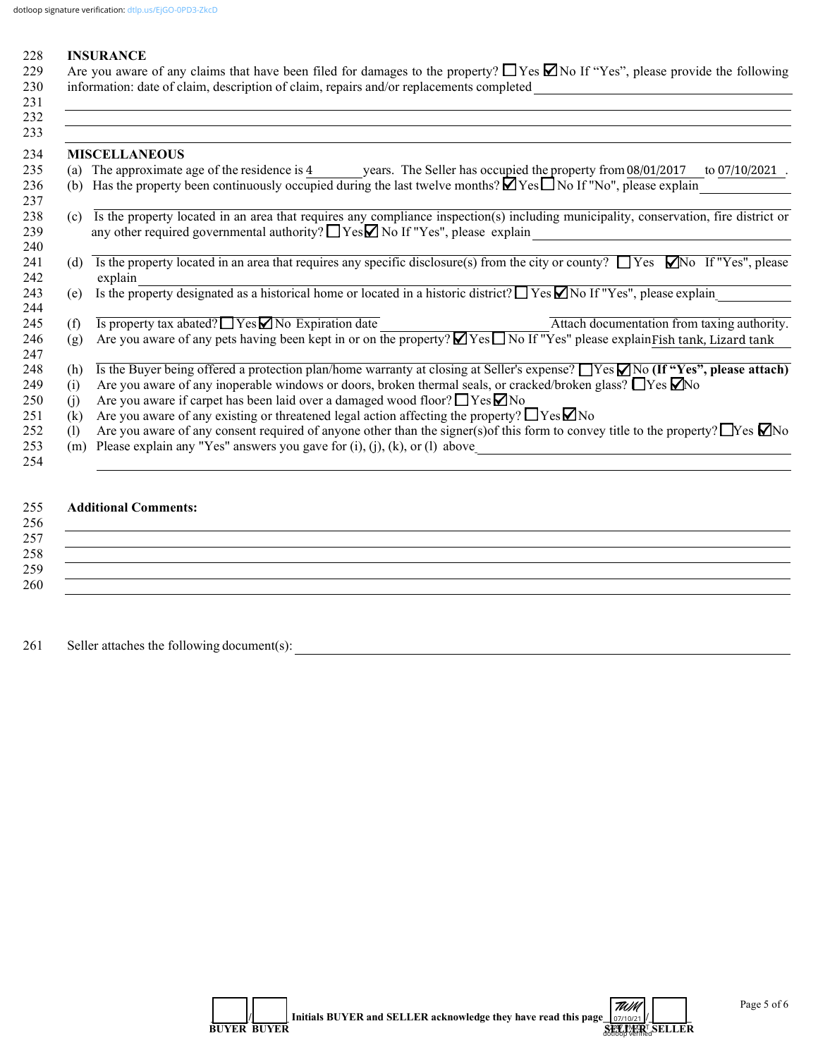dotloop signature verification: dtlp.us/EjGO-0PD3-ZkcD

**INSURANCE**

Are you aware of any claims that have been filed for damages to the property? ☐ Yes ☑ No If "Yes", please provide the following information: date of claim, description of claim, repairs and/or replacements completed ______________________

**MISCELLANEOUS**

(a) The approximate age of the residence is 4 years. The Seller has occupied the property from 08/01/2017 to 07/10/2021.

(b) Has the property been continuously occupied during the last twelve months? ☑ Yes ☐ No If "No", please explain ______________________

(c) Is the property located in an area that requires any compliance inspection(s) including municipality, conservation, fire district or any other required governmental authority? ☐ Yes ☑ No If "Yes", please explain ______________________

(d) Is the property located in an area that requires any specific disclosure(s) from the city or county? ☐ Yes ☑ No If "Yes", please explain ______________________

(e) Is the property designated as a historical home or located in a historic district? ☐ Yes ☑ No If "Yes", please explain ______________________

(f) Is property tax abated? ☐ Yes ☑ No Expiration date ______________ Attach documentation from taxing authority.

(g) Are you aware of any pets having been kept in or on the property? ☑ Yes ☐ No If "Yes" please explain Fish tank, Lizard tank

(h) Is the Buyer being offered a protection plan/home warranty at closing at Seller's expense? ☐ Yes ☑ No **(If "Yes", please attach)**

(i) Are you aware of any inoperable windows or doors, broken thermal seals, or cracked/broken glass? ☐ Yes ☑ No

(j) Are you aware if carpet has been laid over a damaged wood floor? ☐ Yes ☑ No

(k) Are you aware of any existing or threatened legal action affecting the property? ☐ Yes ☑ No

(l) Are you aware of any consent required of anyone other than the signer(s)of this form to convey title to the property? ☐ Yes ☑ No

(m) Please explain any "Yes" answers you gave for (i), (j), (k), or (l) above ______________________

**Additional Comments:**

______________________

Seller attaches the following document(s): ______________________

_____ / _____ **Initials BUYER and SELLER acknowledge they have read this page** TWM 07/10/21 dotloop verified / _____

**BUYER BUYER** **SELLER SELLER**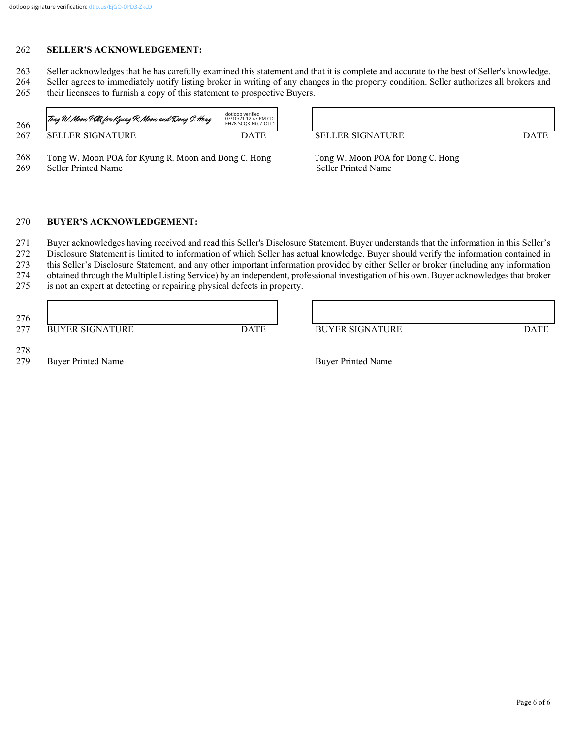dotloop signature verification: dtlp.us/EjGO-0PD3-ZkcD

262 **SELLER'S ACKNOWLEDGEMENT:**

263 Seller acknowledges that he has carefully examined this statement and that it is complete and accurate to the best of Seller's knowledge.
264 Seller agrees to immediately notify listing broker in writing of any changes in the property condition. Seller authorizes all brokers and
265 their licensees to furnish a copy of this statement to prospective Buyers.

266 *Tong W. Moon POA for Kyung R. Moon and Dong C. Hong* — dotloop verified 07/10/21 12:47 PM CDT EH78-SCQK-NGJZ-OTL1

| | |
|---|---|
| 267 SELLER SIGNATURE DATE | SELLER SIGNATURE DATE |
| 268 Tong W. Moon POA for Kyung R. Moon and Dong C. Hong | Tong W. Moon POA for Dong C. Hong |
| 269 Seller Printed Name | Seller Printed Name |

270 **BUYER'S ACKNOWLEDGEMENT:**

271 Buyer acknowledges having received and read this Seller's Disclosure Statement. Buyer understands that the information in this Seller's
272 Disclosure Statement is limited to information of which Seller has actual knowledge. Buyer should verify the information contained in
273 this Seller's Disclosure Statement, and any other important information provided by either Seller or broker (including any information
274 obtained through the Multiple Listing Service) by an independent, professional investigation of his own. Buyer acknowledges that broker
275 is not an expert at detecting or repairing physical defects in property.

276

| | |
|---|---|
| 277 BUYER SIGNATURE DATE | BUYER SIGNATURE DATE |
| 278 | |
| 279 Buyer Printed Name | Buyer Printed Name |